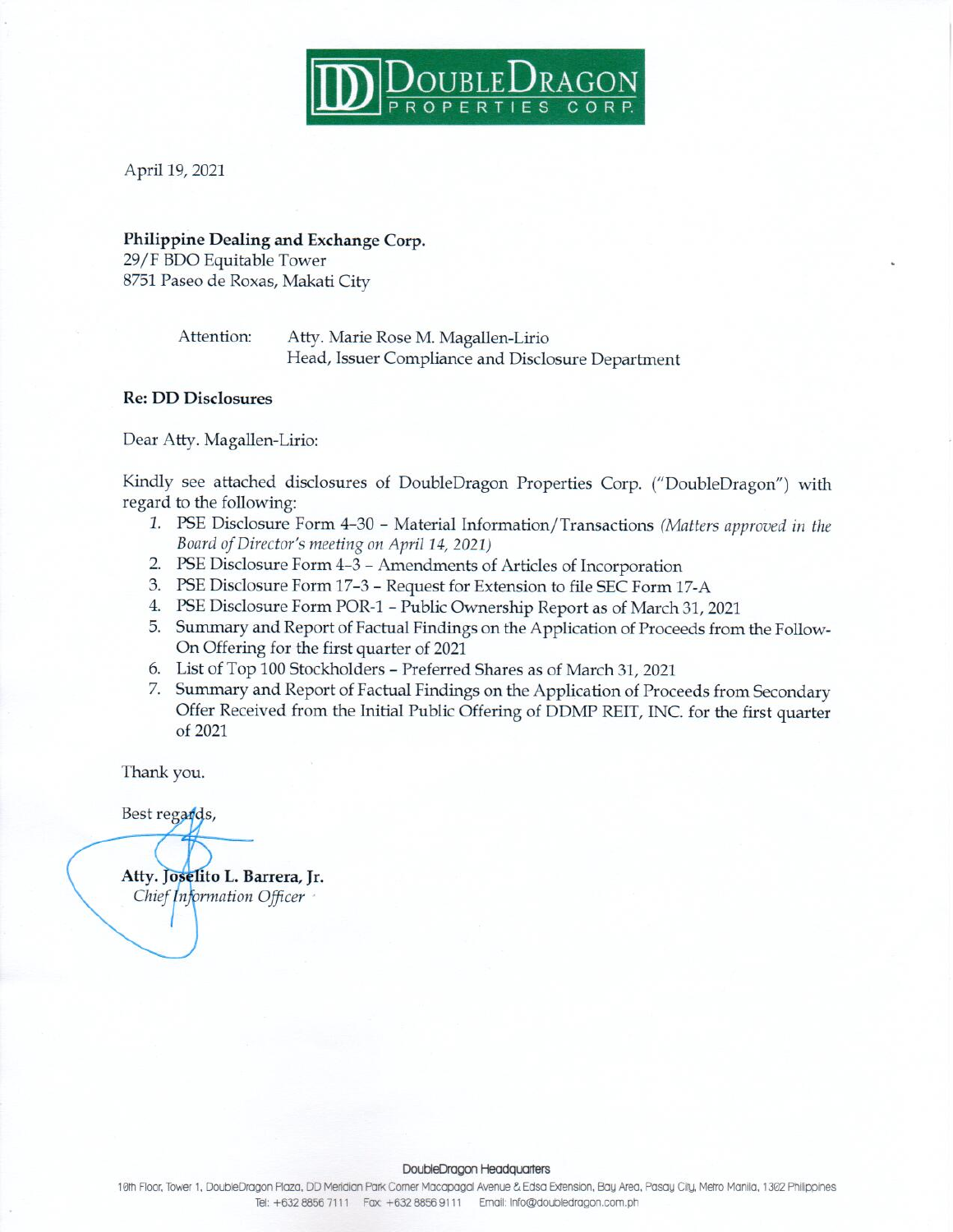**DoubleDragon PROPERTIES CORP.**

April 19, 2021

**Philippine Dealing and Exchange Corp.**
29/F BDO Equitable Tower
8751 Paseo de Roxas, Makati City

Attention: Atty. Marie Rose M. Magallen-Lirio
Head, Issuer Compliance and Disclosure Department

**Re: DD Disclosures**

Dear Atty. Magallen-Lirio:

Kindly see attached disclosures of DoubleDragon Properties Corp. ("DoubleDragon") with regard to the following:

1. PSE Disclosure Form 4-30 – Material Information/Transactions *(Matters approved in the Board of Director's meeting on April 14, 2021)*
2. PSE Disclosure Form 4-3 – Amendments of Articles of Incorporation
3. PSE Disclosure Form 17-3 – Request for Extension to file SEC Form 17-A
4. PSE Disclosure Form POR-1 – Public Ownership Report as of March 31, 2021
5. Summary and Report of Factual Findings on the Application of Proceeds from the Follow-On Offering for the first quarter of 2021
6. List of Top 100 Stockholders – Preferred Shares as of March 31, 2021
7. Summary and Report of Factual Findings on the Application of Proceeds from Secondary Offer Received from the Initial Public Offering of DDMP REIT, INC. for the first quarter of 2021

Thank you.

Best regards,

**Atty. Joselito L. Barrera, Jr.**
*Chief Information Officer*

DoubleDragon Headquarters
10th Floor, Tower 1, DoubleDragon Plaza, DD Meridian Park Corner Macapagal Avenue & Edsa Extension, Bay Area, Pasay City, Metro Manila, 1302 Philippines
Tel: +632 8856 7111 Fax: +632 8856 9111 Email: info@doubledragon.com.ph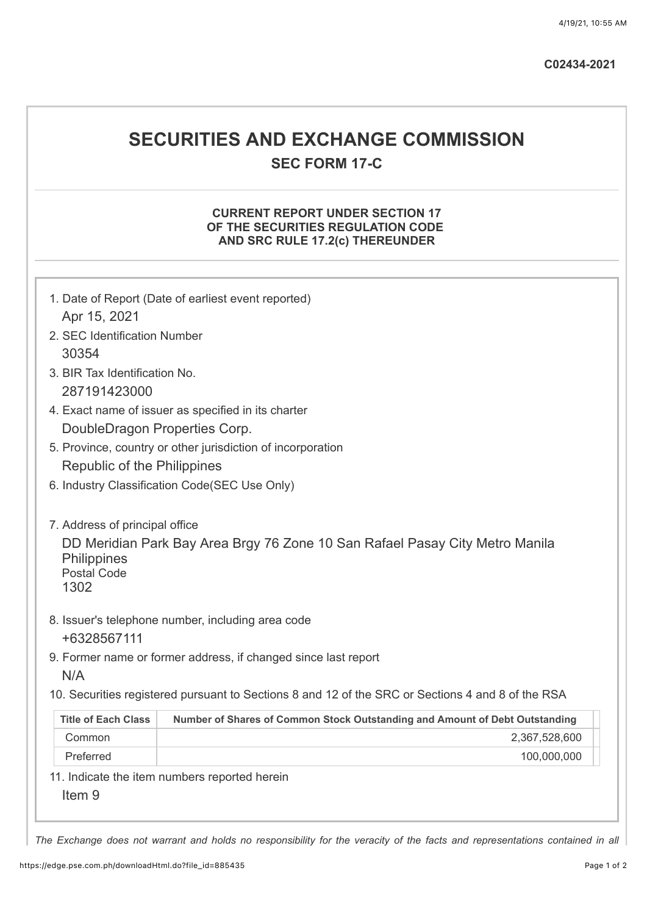C02434-2021

# SECURITIES AND EXCHANGE COMMISSION

## SEC FORM 17-C

### CURRENT REPORT UNDER SECTION 17 OF THE SECURITIES REGULATION CODE AND SRC RULE 17.2(c) THEREUNDER

1. Date of Report (Date of earliest event reported)
   Apr 15, 2021
2. SEC Identification Number
   30354
3. BIR Tax Identification No.
   287191423000
4. Exact name of issuer as specified in its charter
   DoubleDragon Properties Corp.
5. Province, country or other jurisdiction of incorporation
   Republic of the Philippines
6. Industry Classification Code(SEC Use Only)

7. Address of principal office
   DD Meridian Park Bay Area Brgy 76 Zone 10 San Rafael Pasay City Metro Manila Philippines
   Postal Code
   1302
8. Issuer's telephone number, including area code
   +6328567111
9. Former name or former address, if changed since last report
   N/A
10. Securities registered pursuant to Sections 8 and 12 of the SRC or Sections 4 and 8 of the RSA

| Title of Each Class | Number of Shares of Common Stock Outstanding and Amount of Debt Outstanding |
|---|---|
| Common | 2,367,528,600 |
| Preferred | 100,000,000 |

11. Indicate the item numbers reported herein
    Item 9

*The Exchange does not warrant and holds no responsibility for the veracity of the facts and representations contained in all*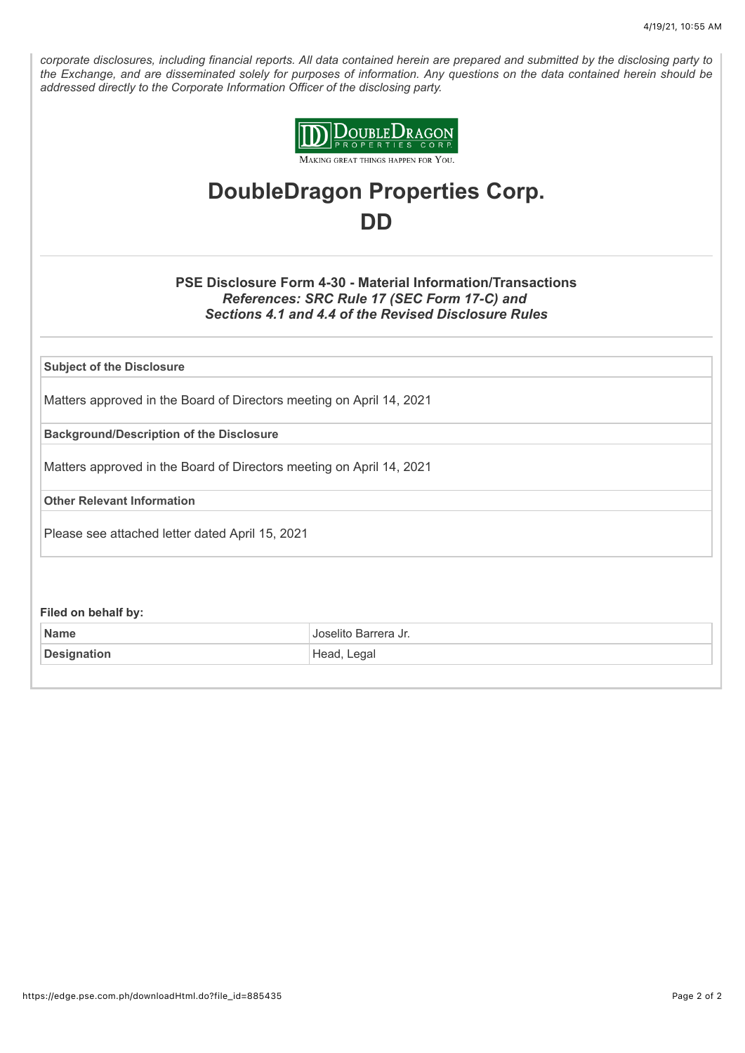*corporate disclosures, including financial reports. All data contained herein are prepared and submitted by the disclosing party to the Exchange, and are disseminated solely for purposes of information. Any questions on the data contained herein should be addressed directly to the Corporate Information Officer of the disclosing party.*

# DoubleDragon Properties Corp.

# DD

### PSE Disclosure Form 4-30 - Material Information/Transactions

***References: SRC Rule 17 (SEC Form 17-C) and Sections 4.1 and 4.4 of the Revised Disclosure Rules***

**Subject of the Disclosure**

Matters approved in the Board of Directors meeting on April 14, 2021

**Background/Description of the Disclosure**

Matters approved in the Board of Directors meeting on April 14, 2021

**Other Relevant Information**

Please see attached letter dated April 15, 2021

**Filed on behalf by:**

| | |
|---|---|
| **Name** | Joselito Barrera Jr. |
| **Designation** | Head, Legal |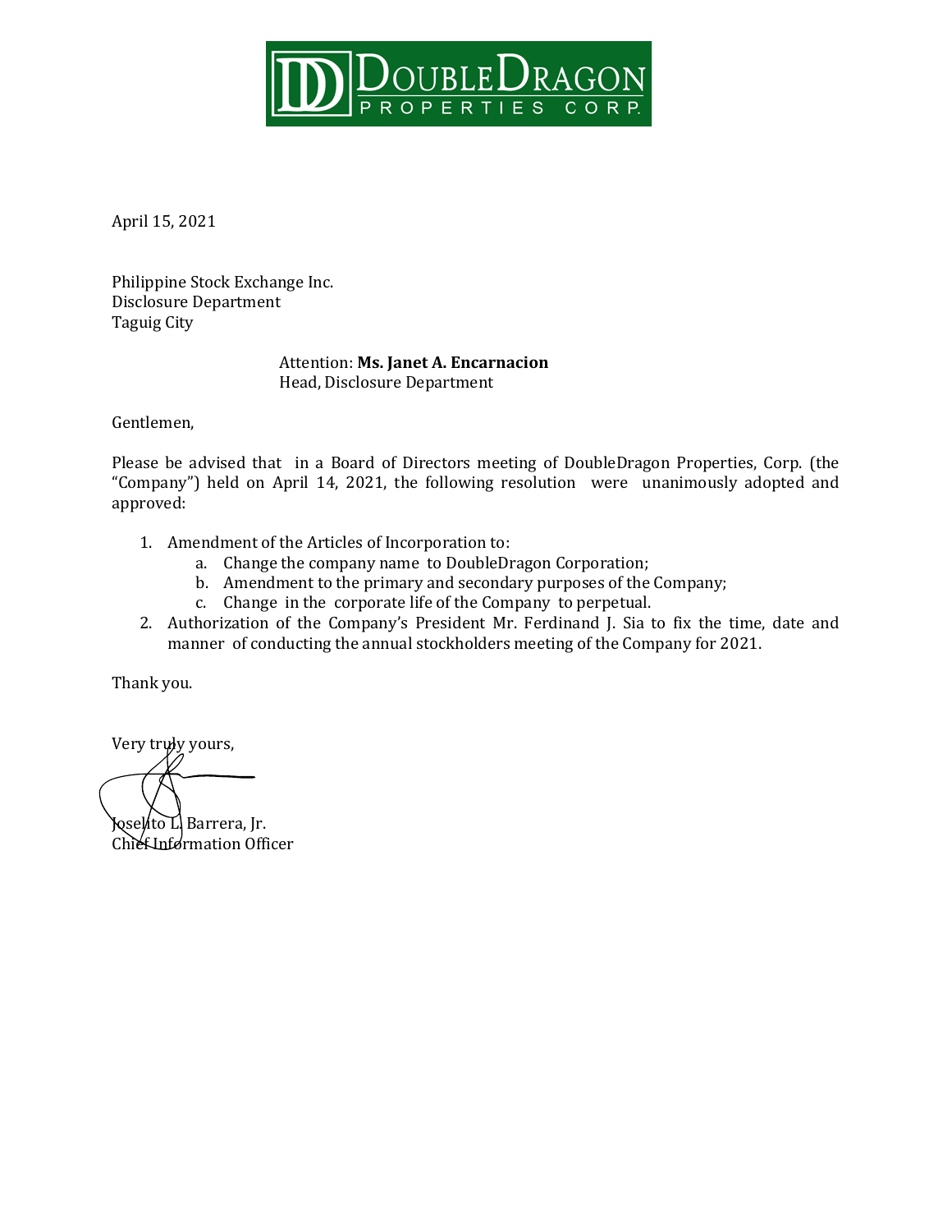DoubleDragon PROPERTIES CORP.

April 15, 2021

Philippine Stock Exchange Inc.
Disclosure Department
Taguig City

Attention: **Ms. Janet A. Encarnacion**
Head, Disclosure Department

Gentlemen,

Please be advised that in a Board of Directors meeting of DoubleDragon Properties, Corp. (the "Company") held on April 14, 2021, the following resolution were unanimously adopted and approved:

1. Amendment of the Articles of Incorporation to:
   a. Change the company name to DoubleDragon Corporation;
   b. Amendment to the primary and secondary purposes of the Company;
   c. Change in the corporate life of the Company to perpetual.
2. Authorization of the Company's President Mr. Ferdinand J. Sia to fix the time, date and manner of conducting the annual stockholders meeting of the Company for 2021.

Thank you.

Very truly yours,

Joselito L. Barrera, Jr.
Chief Information Officer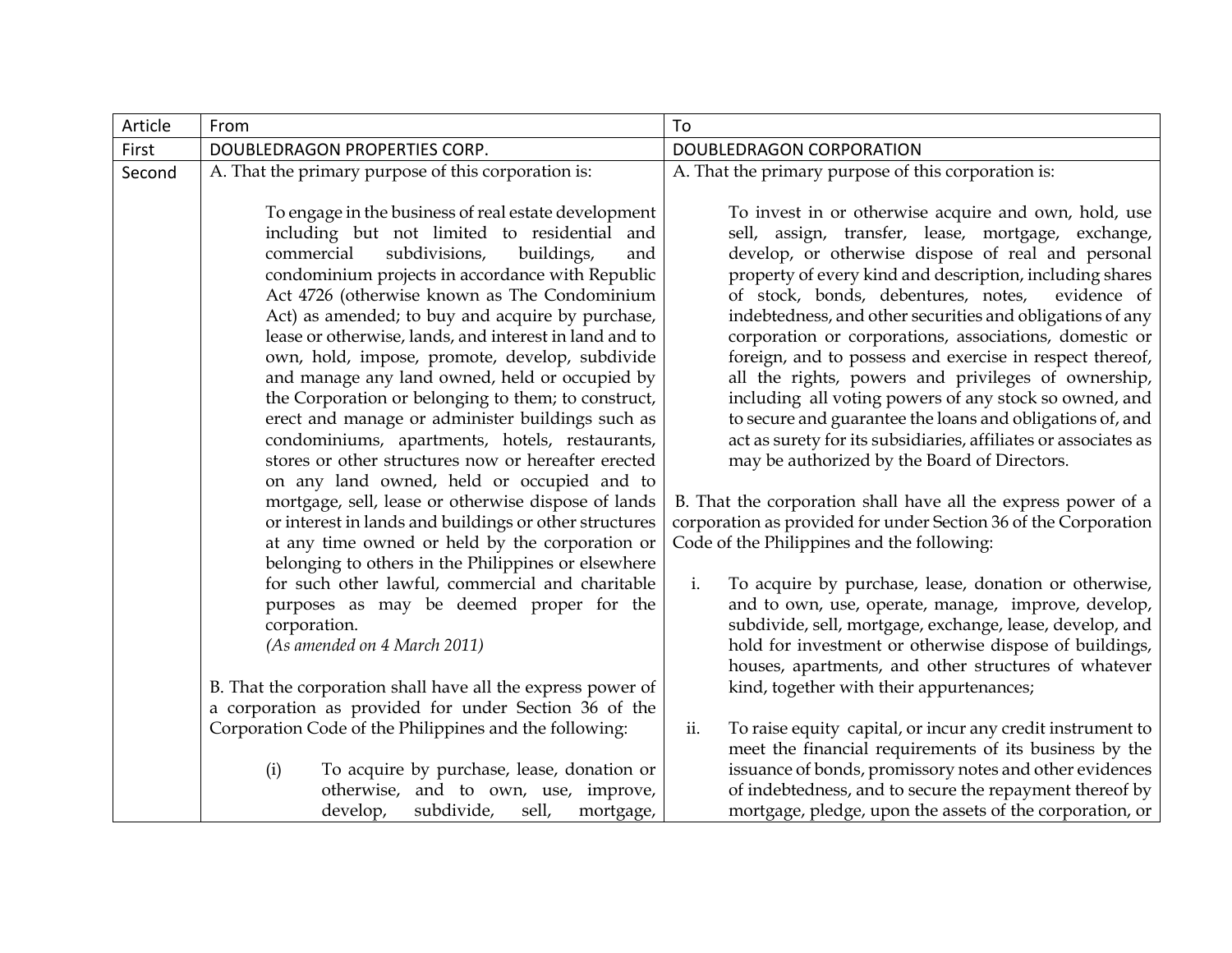| Article | From | To |
| --- | --- | --- |
| First | DOUBLEDRAGON PROPERTIES CORP. | DOUBLEDRAGON CORPORATION |
| Second | A. That the primary purpose of this corporation is:<br><br>To engage in the business of real estate development including but not limited to residential and commercial subdivisions, buildings, and condominium projects in accordance with Republic Act 4726 (otherwise known as The Condominium Act) as amended; to buy and acquire by purchase, lease or otherwise, lands, and interest in land and to own, hold, impose, promote, develop, subdivide and manage any land owned, held or occupied by the Corporation or belonging to them; to construct, erect and manage or administer buildings such as condominiums, apartments, hotels, restaurants, stores or other structures now or hereafter erected on any land owned, held or occupied and to mortgage, sell, lease or otherwise dispose of lands or interest in lands and buildings or other structures at any time owned or held by the corporation or belonging to others in the Philippines or elsewhere for such other lawful, commercial and charitable purposes as may be deemed proper for the corporation.<br>*(As amended on 4 March 2011)*<br><br>B. That the corporation shall have all the express power of a corporation as provided for under Section 36 of the Corporation Code of the Philippines and the following:<br><br>(i) To acquire by purchase, lease, donation or otherwise, and to own, use, improve, develop, subdivide, sell, mortgage, | A. That the primary purpose of this corporation is:<br><br>To invest in or otherwise acquire and own, hold, use sell, assign, transfer, lease, mortgage, exchange, develop, or otherwise dispose of real and personal property of every kind and description, including shares of stock, bonds, debentures, notes, evidence of indebtedness, and other securities and obligations of any corporation or corporations, associations, domestic or foreign, and to possess and exercise in respect thereof, all the rights, powers and privileges of ownership, including all voting powers of any stock so owned, and to secure and guarantee the loans and obligations of, and act as surety for its subsidiaries, affiliates or associates as may be authorized by the Board of Directors.<br><br>B. That the corporation shall have all the express power of a corporation as provided for under Section 36 of the Corporation Code of the Philippines and the following:<br><br>i. To acquire by purchase, lease, donation or otherwise, and to own, use, operate, manage, improve, develop, subdivide, sell, mortgage, exchange, lease, develop, and hold for investment or otherwise dispose of buildings, houses, apartments, and other structures of whatever kind, together with their appurtenances;<br><br>ii. To raise equity capital, or incur any credit instrument to meet the financial requirements of its business by the issuance of bonds, promissory notes and other evidences of indebtedness, and to secure the repayment thereof by mortgage, pledge, upon the assets of the corporation, or |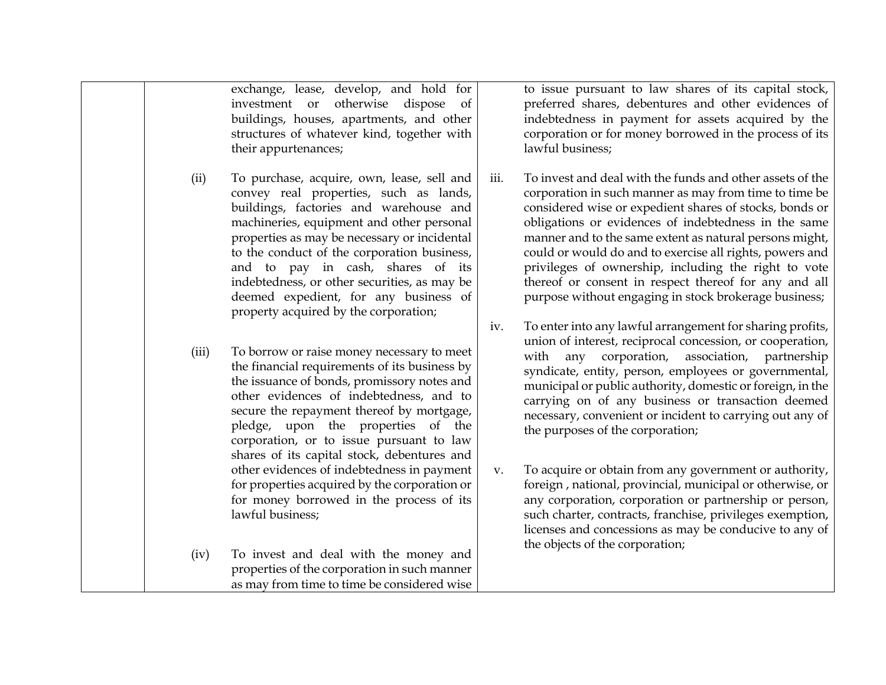| | | |
|---|---|---|
| | exchange, lease, develop, and hold for investment or otherwise dispose of buildings, houses, apartments, and other structures of whatever kind, together with their appurtenances;<br><br>(ii) To purchase, acquire, own, lease, sell and convey real properties, such as lands, buildings, factories and warehouse and machineries, equipment and other personal properties as may be necessary or incidental to the conduct of the corporation business, and to pay in cash, shares of its indebtedness, or other securities, as may be deemed expedient, for any business of property acquired by the corporation;<br><br>(iii) To borrow or raise money necessary to meet the financial requirements of its business by the issuance of bonds, promissory notes and other evidences of indebtedness, and to secure the repayment thereof by mortgage, pledge, upon the properties of the corporation, or to issue pursuant to law shares of its capital stock, debentures and other evidences of indebtedness in payment for properties acquired by the corporation or for money borrowed in the process of its lawful business;<br><br>(iv) To invest and deal with the money and properties of the corporation in such manner as may from time to time be considered wise | to issue pursuant to law shares of its capital stock, preferred shares, debentures and other evidences of indebtedness in payment for assets acquired by the corporation or for money borrowed in the process of its lawful business;<br><br>iii. To invest and deal with the funds and other assets of the corporation in such manner as may from time to time be considered wise or expedient shares of stocks, bonds or obligations or evidences of indebtedness in the same manner and to the same extent as natural persons might, could or would do and to exercise all rights, powers and privileges of ownership, including the right to vote thereof or consent in respect thereof for any and all purpose without engaging in stock brokerage business;<br><br>iv. To enter into any lawful arrangement for sharing profits, union of interest, reciprocal concession, or cooperation, with any corporation, association, partnership syndicate, entity, person, employees or governmental, municipal or public authority, domestic or foreign, in the carrying on of any business or transaction deemed necessary, convenient or incident to carrying out any of the purposes of the corporation;<br><br>v. To acquire or obtain from any government or authority, foreign , national, provincial, municipal or otherwise, or any corporation, corporation or partnership or person, such charter, contracts, franchise, privileges exemption, licenses and concessions as may be conducive to any of the objects of the corporation; |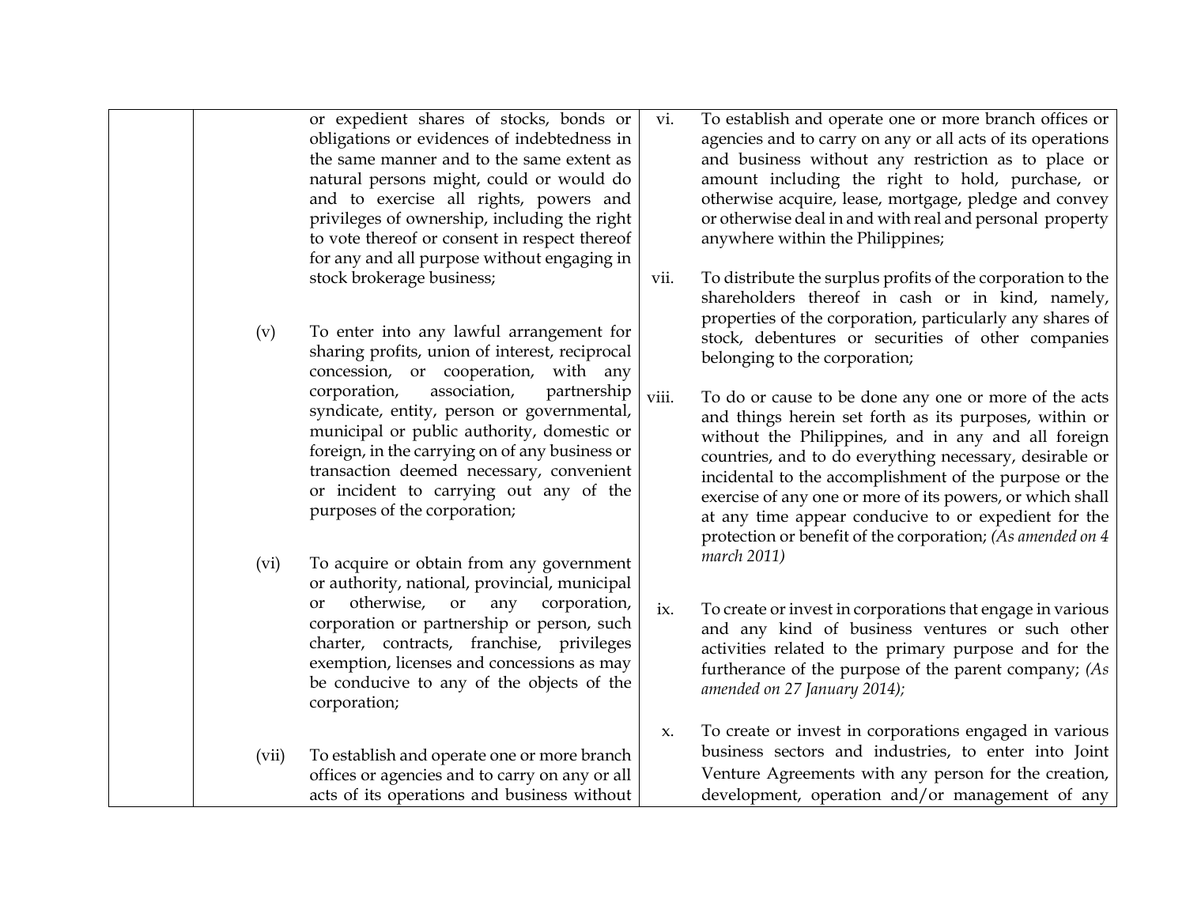| | | |
|---|---|---|
| | or expedient shares of stocks, bonds or obligations or evidences of indebtedness in the same manner and to the same extent as natural persons might, could or would do and to exercise all rights, powers and privileges of ownership, including the right to vote thereof or consent in respect thereof for any and all purpose without engaging in stock brokerage business;<br><br>(v) To enter into any lawful arrangement for sharing profits, union of interest, reciprocal concession, or cooperation, with any corporation, association, partnership syndicate, entity, person or governmental, municipal or public authority, domestic or foreign, in the carrying on of any business or transaction deemed necessary, convenient or incident to carrying out any of the purposes of the corporation;<br><br>(vi) To acquire or obtain from any government or authority, national, provincial, municipal or otherwise, or any corporation, corporation or partnership or person, such charter, contracts, franchise, privileges exemption, licenses and concessions as may be conducive to any of the objects of the corporation;<br><br>(vii) To establish and operate one or more branch offices or agencies and to carry on any or all acts of its operations and business without | vi. To establish and operate one or more branch offices or agencies and to carry on any or all acts of its operations and business without any restriction as to place or amount including the right to hold, purchase, or otherwise acquire, lease, mortgage, pledge and convey or otherwise deal in and with real and personal property anywhere within the Philippines;<br><br>vii. To distribute the surplus profits of the corporation to the shareholders thereof in cash or in kind, namely, properties of the corporation, particularly any shares of stock, debentures or securities of other companies belonging to the corporation;<br><br>viii. To do or cause to be done any one or more of the acts and things herein set forth as its purposes, within or without the Philippines, and in any and all foreign countries, and to do everything necessary, desirable or incidental to the accomplishment of the purpose or the exercise of any one or more of its powers, or which shall at any time appear conducive to or expedient for the protection or benefit of the corporation; *(As amended on 4 march 2011)*<br><br>ix. To create or invest in corporations that engage in various and any kind of business ventures or such other activities related to the primary purpose and for the furtherance of the purpose of the parent company; *(As amended on 27 January 2014);*<br><br>x. To create or invest in corporations engaged in various business sectors and industries, to enter into Joint Venture Agreements with any person for the creation, development, operation and/or management of any |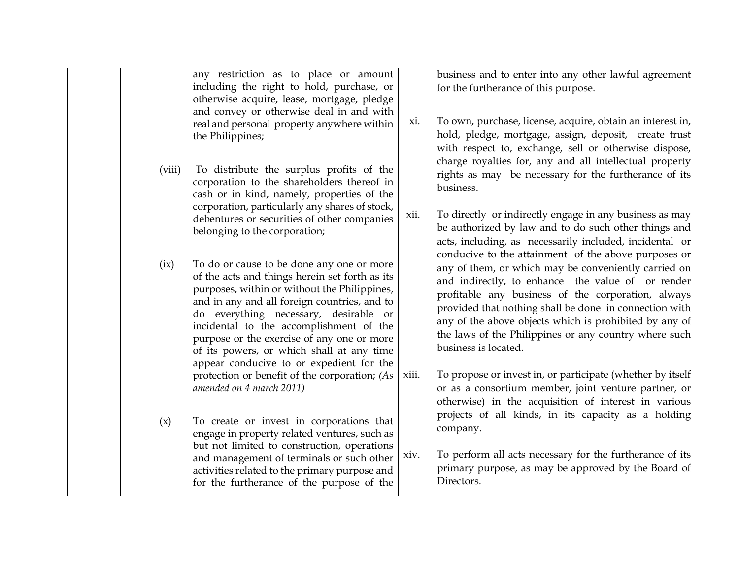| | | |
|---|---|---|
| | any restriction as to place or amount including the right to hold, purchase, or otherwise acquire, lease, mortgage, pledge and convey or otherwise deal in and with real and personal property anywhere within the Philippines;<br><br>(viii) To distribute the surplus profits of the corporation to the shareholders thereof in cash or in kind, namely, properties of the corporation, particularly any shares of stock, debentures or securities of other companies belonging to the corporation;<br><br>(ix) To do or cause to be done any one or more of the acts and things herein set forth as its purposes, within or without the Philippines, and in any and all foreign countries, and to do everything necessary, desirable or incidental to the accomplishment of the purpose or the exercise of any one or more of its powers, or which shall at any time appear conducive to or expedient for the protection or benefit of the corporation; *(As amended on 4 march 2011)*<br><br>(x) To create or invest in corporations that engage in property related ventures, such as but not limited to construction, operations and management of terminals or such other activities related to the primary purpose and for the furtherance of the purpose of the | business and to enter into any other lawful agreement for the furtherance of this purpose.<br><br>xi. To own, purchase, license, acquire, obtain an interest in, hold, pledge, mortgage, assign, deposit, create trust with respect to, exchange, sell or otherwise dispose, charge royalties for, any and all intellectual property rights as may be necessary for the furtherance of its business.<br><br>xii. To directly or indirectly engage in any business as may be authorized by law and to do such other things and acts, including, as necessarily included, incidental or conducive to the attainment of the above purposes or any of them, or which may be conveniently carried on and indirectly, to enhance the value of or render profitable any business of the corporation, always provided that nothing shall be done in connection with any of the above objects which is prohibited by any of the laws of the Philippines or any country where such business is located.<br><br>xiii. To propose or invest in, or participate (whether by itself or as a consortium member, joint venture partner, or otherwise) in the acquisition of interest in various projects of all kinds, in its capacity as a holding company.<br><br>xiv. To perform all acts necessary for the furtherance of its primary purpose, as may be approved by the Board of Directors. |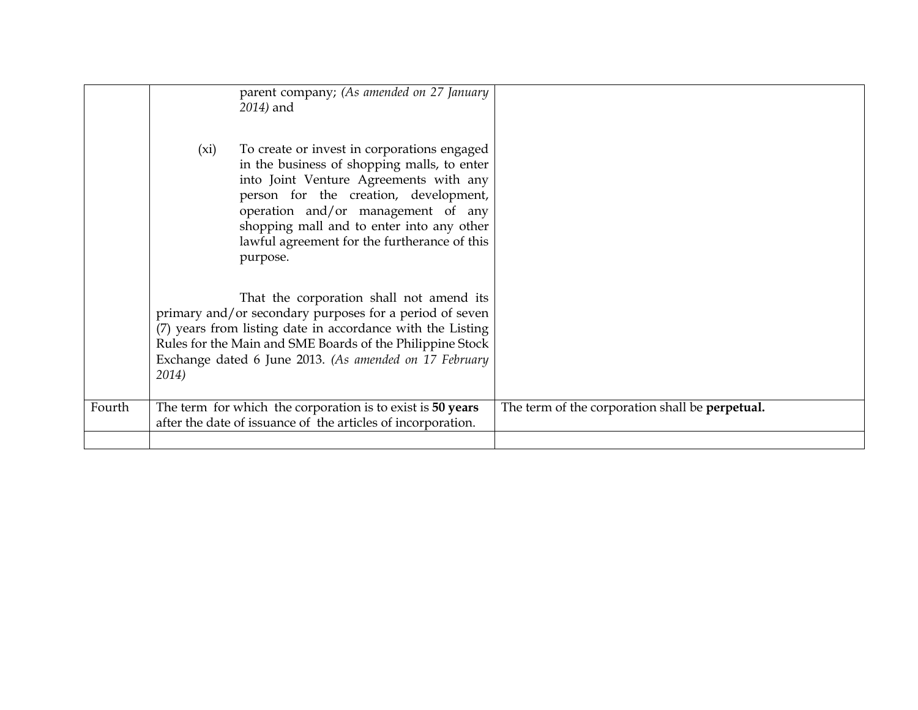| | | |
|---|---|---|
| | parent company; *(As amended on 27 January 2014)* and<br><br>(xi) To create or invest in corporations engaged in the business of shopping malls, to enter into Joint Venture Agreements with any person for the creation, development, operation and/or management of any shopping mall and to enter into any other lawful agreement for the furtherance of this purpose.<br><br>That the corporation shall not amend its primary and/or secondary purposes for a period of seven (7) years from listing date in accordance with the Listing Rules for the Main and SME Boards of the Philippine Stock Exchange dated 6 June 2013. *(As amended on 17 February 2014)* | |
| Fourth | The term for which the corporation is to exist is **50 years** after the date of issuance of the articles of incorporation. | The term of the corporation shall be **perpetual.** |
| | | |